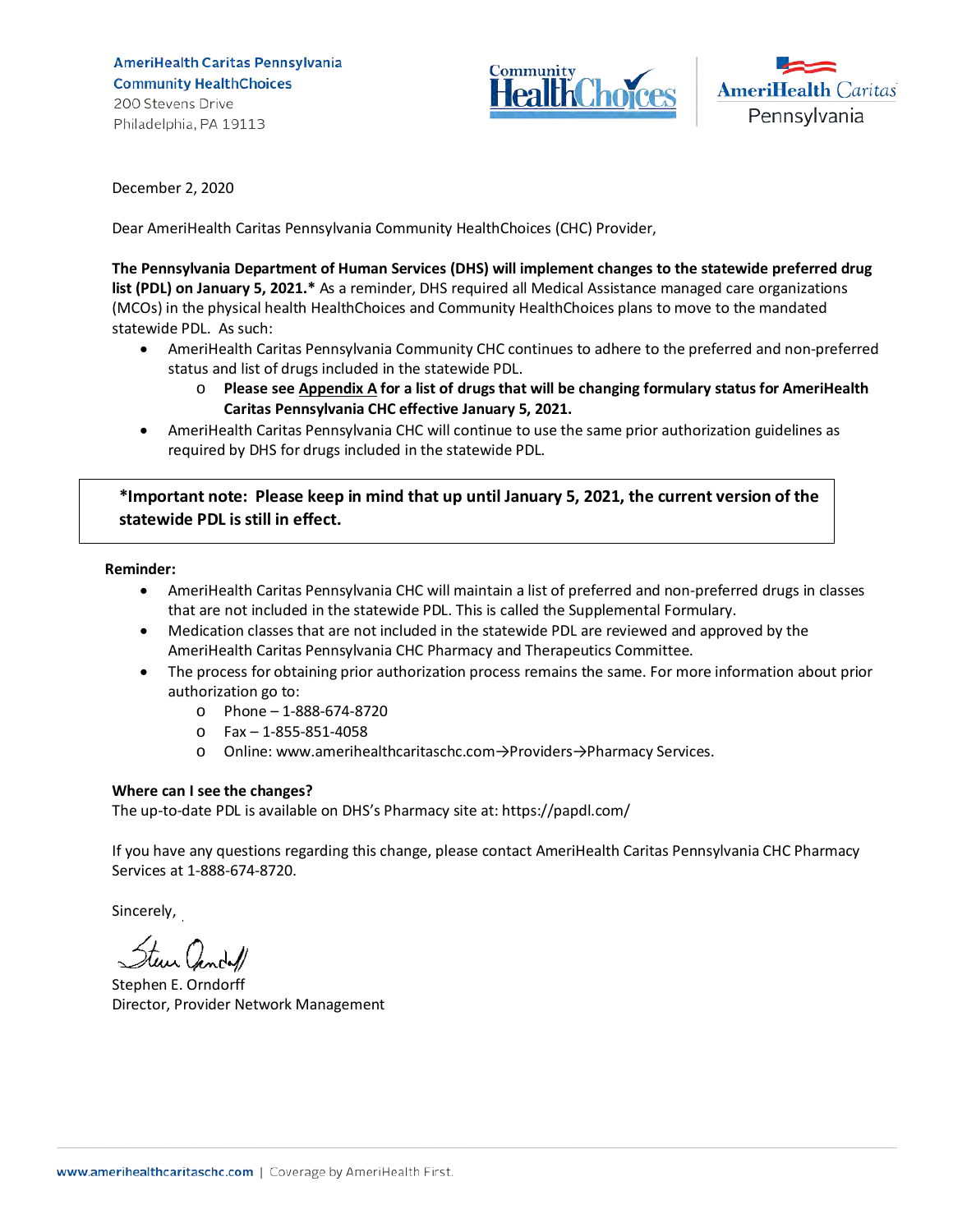AmeriHealth Caritas Pennsylvania
Community HealthChoices
200 Stevens Drive
Philadelphia, PA 19113

December 2, 2020

Dear AmeriHealth Caritas Pennsylvania Community HealthChoices (CHC) Provider,

**The Pennsylvania Department of Human Services (DHS) will implement changes to the statewide preferred drug list (PDL) on January 5, 2021.*** As a reminder, DHS required all Medical Assistance managed care organizations (MCOs) in the physical health HealthChoices and Community HealthChoices plans to move to the mandated statewide PDL. As such:

- AmeriHealth Caritas Pennsylvania Community CHC continues to adhere to the preferred and non-preferred status and list of drugs included in the statewide PDL.
  - **Please see Appendix A for a list of drugs that will be changing formulary status for AmeriHealth Caritas Pennsylvania CHC effective January 5, 2021.**
- AmeriHealth Caritas Pennsylvania CHC will continue to use the same prior authorization guidelines as required by DHS for drugs included in the statewide PDL.

> ***Important note: Please keep in mind that up until January 5, 2021, the current version of the statewide PDL is still in effect.**

**Reminder:**

- AmeriHealth Caritas Pennsylvania CHC will maintain a list of preferred and non-preferred drugs in classes that are not included in the statewide PDL. This is called the Supplemental Formulary.
- Medication classes that are not included in the statewide PDL are reviewed and approved by the AmeriHealth Caritas Pennsylvania CHC Pharmacy and Therapeutics Committee.
- The process for obtaining prior authorization process remains the same. For more information about prior authorization go to:
  - Phone – 1-888-674-8720
  - Fax – 1-855-851-4058
  - Online: www.amerihealthcaritaschc.com→Providers→Pharmacy Services.

**Where can I see the changes?**

The up-to-date PDL is available on DHS's Pharmacy site at: https://papdl.com/

If you have any questions regarding this change, please contact AmeriHealth Caritas Pennsylvania CHC Pharmacy Services at 1-888-674-8720.

Sincerely,

Stephen E. Orndorff
Director, Provider Network Management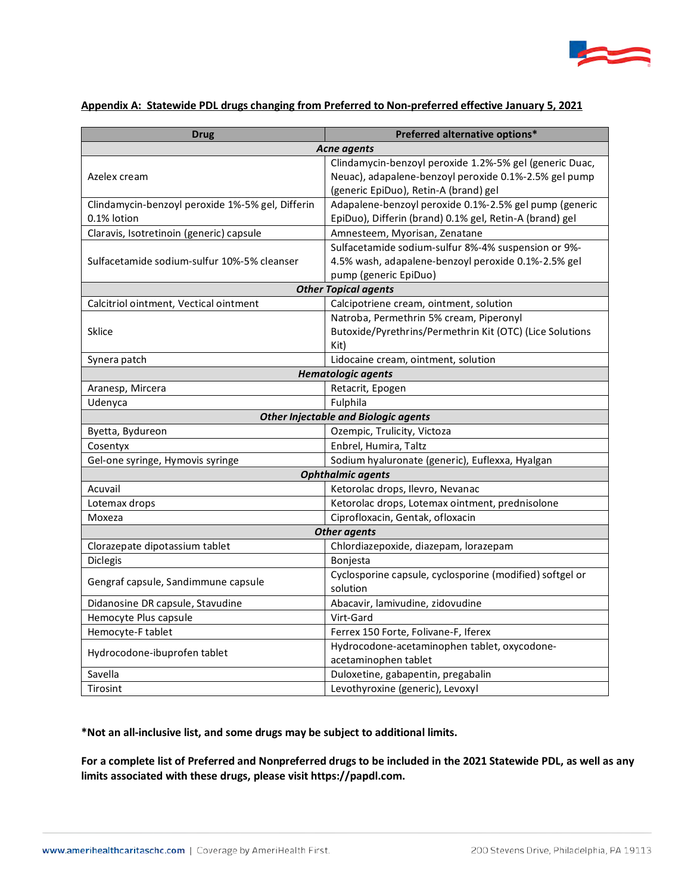**Appendix A: Statewide PDL drugs changing from Preferred to Non-preferred effective January 5, 2021**

| Drug | Preferred alternative options* |
|---|---|
| ***Acne agents*** | |
| Azelex cream | Clindamycin-benzoyl peroxide 1.2%-5% gel (generic Duac, Neuac), adapalene-benzoyl peroxide 0.1%-2.5% gel pump (generic EpiDuo), Retin-A (brand) gel |
| Clindamycin-benzoyl peroxide 1%-5% gel, Differin 0.1% lotion | Adapalene-benzoyl peroxide 0.1%-2.5% gel pump (generic EpiDuo), Differin (brand) 0.1% gel, Retin-A (brand) gel |
| Claravis, Isotretinoin (generic) capsule | Amnesteem, Myorisan, Zenatane |
| Sulfacetamide sodium-sulfur 10%-5% cleanser | Sulfacetamide sodium-sulfur 8%-4% suspension or 9%-4.5% wash, adapalene-benzoyl peroxide 0.1%-2.5% gel pump (generic EpiDuo) |
| ***Other Topical agents*** | |
| Calcitriol ointment, Vectical ointment | Calcipotriene cream, ointment, solution |
| Sklice | Natroba, Permethrin 5% cream, Piperonyl Butoxide/Pyrethrins/Permethrin Kit (OTC) (Lice Solutions Kit) |
| Synera patch | Lidocaine cream, ointment, solution |
| ***Hematologic agents*** | |
| Aranesp, Mircera | Retacrit, Epogen |
| Udenyca | Fulphila |
| ***Other Injectable and Biologic agents*** | |
| Byetta, Bydureon | Ozempic, Trulicity, Victoza |
| Cosentyx | Enbrel, Humira, Taltz |
| Gel-one syringe, Hymovis syringe | Sodium hyaluronate (generic), Euflexxa, Hyalgan |
| ***Ophthalmic agents*** | |
| Acuvail | Ketorolac drops, Ilevro, Nevanac |
| Lotemax drops | Ketorolac drops, Lotemax ointment, prednisolone |
| Moxeza | Ciprofloxacin, Gentak, ofloxacin |
| ***Other agents*** | |
| Clorazepate dipotassium tablet | Chlordiazepoxide, diazepam, lorazepam |
| Diclegis | Bonjesta |
| Gengraf capsule, Sandimmune capsule | Cyclosporine capsule, cyclosporine (modified) softgel or solution |
| Didanosine DR capsule, Stavudine | Abacavir, lamivudine, zidovudine |
| Hemocyte Plus capsule | Virt-Gard |
| Hemocyte-F tablet | Ferrex 150 Forte, Folivane-F, Iferex |
| Hydrocodone-ibuprofen tablet | Hydrocodone-acetaminophen tablet, oxycodone-acetaminophen tablet |
| Savella | Duloxetine, gabapentin, pregabalin |
| Tirosint | Levothyroxine (generic), Levoxyl |

***Not an all-inclusive list, and some drugs may be subject to additional limits.**

**For a complete list of Preferred and Nonpreferred drugs to be included in the 2021 Statewide PDL, as well as any limits associated with these drugs, please visit https://papdl.com.**